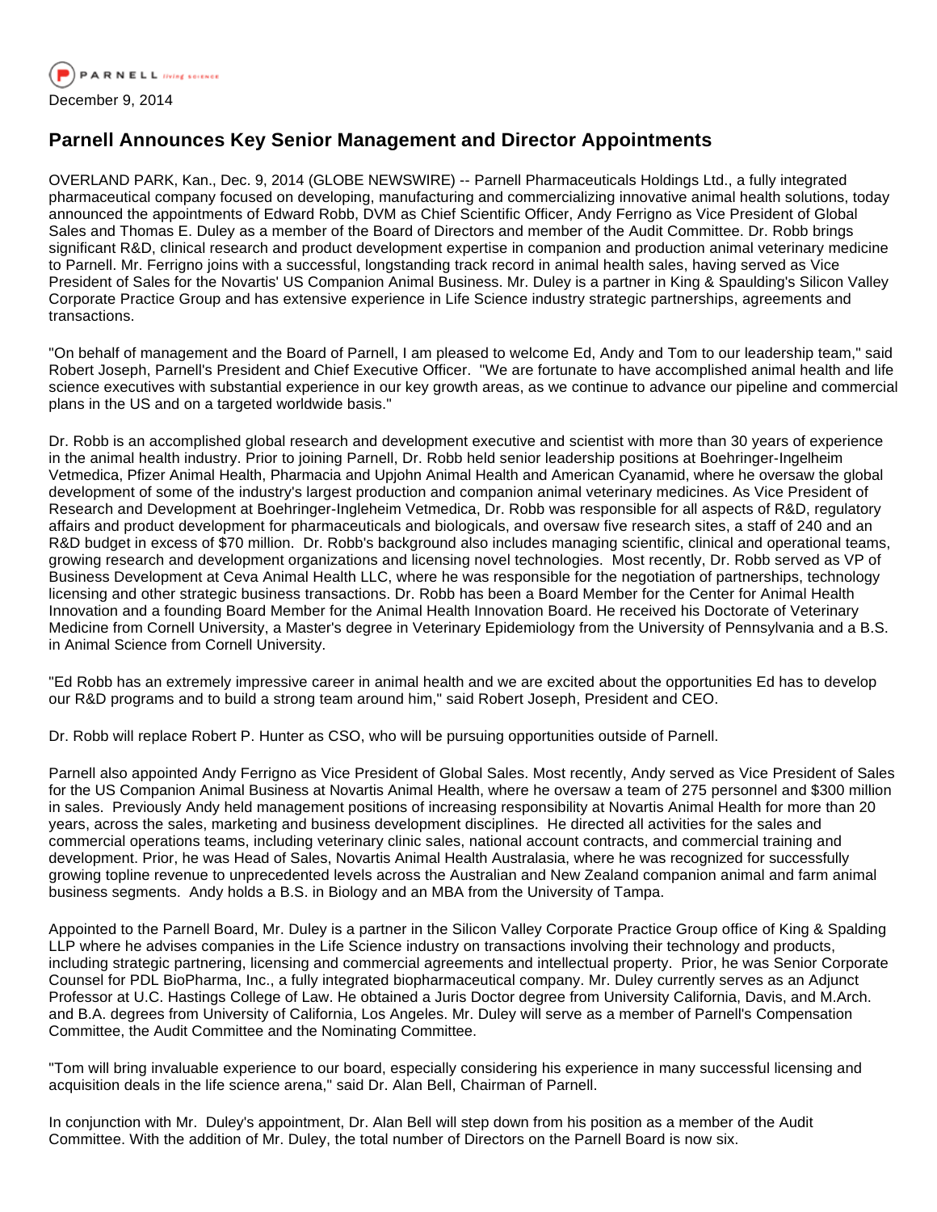PARNELL *living science*

December 9, 2014

# Parnell Announces Key Senior Management and Director Appointments

OVERLAND PARK, Kan., Dec. 9, 2014 (GLOBE NEWSWIRE) -- Parnell Pharmaceuticals Holdings Ltd., a fully integrated pharmaceutical company focused on developing, manufacturing and commercializing innovative animal health solutions, today announced the appointments of Edward Robb, DVM as Chief Scientific Officer, Andy Ferrigno as Vice President of Global Sales and Thomas E. Duley as a member of the Board of Directors and member of the Audit Committee. Dr. Robb brings significant R&D, clinical research and product development expertise in companion and production animal veterinary medicine to Parnell. Mr. Ferrigno joins with a successful, longstanding track record in animal health sales, having served as Vice President of Sales for the Novartis' US Companion Animal Business. Mr. Duley is a partner in King & Spaulding's Silicon Valley Corporate Practice Group and has extensive experience in Life Science industry strategic partnerships, agreements and transactions.

"On behalf of management and the Board of Parnell, I am pleased to welcome Ed, Andy and Tom to our leadership team," said Robert Joseph, Parnell's President and Chief Executive Officer. "We are fortunate to have accomplished animal health and life science executives with substantial experience in our key growth areas, as we continue to advance our pipeline and commercial plans in the US and on a targeted worldwide basis."

Dr. Robb is an accomplished global research and development executive and scientist with more than 30 years of experience in the animal health industry. Prior to joining Parnell, Dr. Robb held senior leadership positions at Boehringer-Ingelheim Vetmedica, Pfizer Animal Health, Pharmacia and Upjohn Animal Health and American Cyanamid, where he oversaw the global development of some of the industry's largest production and companion animal veterinary medicines. As Vice President of Research and Development at Boehringer-Ingleheim Vetmedica, Dr. Robb was responsible for all aspects of R&D, regulatory affairs and product development for pharmaceuticals and biologicals, and oversaw five research sites, a staff of 240 and an R&D budget in excess of $70 million. Dr. Robb's background also includes managing scientific, clinical and operational teams, growing research and development organizations and licensing novel technologies. Most recently, Dr. Robb served as VP of Business Development at Ceva Animal Health LLC, where he was responsible for the negotiation of partnerships, technology licensing and other strategic business transactions. Dr. Robb has been a Board Member for the Center for Animal Health Innovation and a founding Board Member for the Animal Health Innovation Board. He received his Doctorate of Veterinary Medicine from Cornell University, a Master's degree in Veterinary Epidemiology from the University of Pennsylvania and a B.S. in Animal Science from Cornell University.

"Ed Robb has an extremely impressive career in animal health and we are excited about the opportunities Ed has to develop our R&D programs and to build a strong team around him," said Robert Joseph, President and CEO.

Dr. Robb will replace Robert P. Hunter as CSO, who will be pursuing opportunities outside of Parnell.

Parnell also appointed Andy Ferrigno as Vice President of Global Sales. Most recently, Andy served as Vice President of Sales for the US Companion Animal Business at Novartis Animal Health, where he oversaw a team of 275 personnel and $300 million in sales. Previously Andy held management positions of increasing responsibility at Novartis Animal Health for more than 20 years, across the sales, marketing and business development disciplines. He directed all activities for the sales and commercial operations teams, including veterinary clinic sales, national account contracts, and commercial training and development. Prior, he was Head of Sales, Novartis Animal Health Australasia, where he was recognized for successfully growing topline revenue to unprecedented levels across the Australian and New Zealand companion animal and farm animal business segments. Andy holds a B.S. in Biology and an MBA from the University of Tampa.

Appointed to the Parnell Board, Mr. Duley is a partner in the Silicon Valley Corporate Practice Group office of King & Spalding LLP where he advises companies in the Life Science industry on transactions involving their technology and products, including strategic partnering, licensing and commercial agreements and intellectual property. Prior, he was Senior Corporate Counsel for PDL BioPharma, Inc., a fully integrated biopharmaceutical company. Mr. Duley currently serves as an Adjunct Professor at U.C. Hastings College of Law. He obtained a Juris Doctor degree from University California, Davis, and M.Arch. and B.A. degrees from University of California, Los Angeles. Mr. Duley will serve as a member of Parnell's Compensation Committee, the Audit Committee and the Nominating Committee.

"Tom will bring invaluable experience to our board, especially considering his experience in many successful licensing and acquisition deals in the life science arena," said Dr. Alan Bell, Chairman of Parnell.

In conjunction with Mr. Duley's appointment, Dr. Alan Bell will step down from his position as a member of the Audit Committee. With the addition of Mr. Duley, the total number of Directors on the Parnell Board is now six.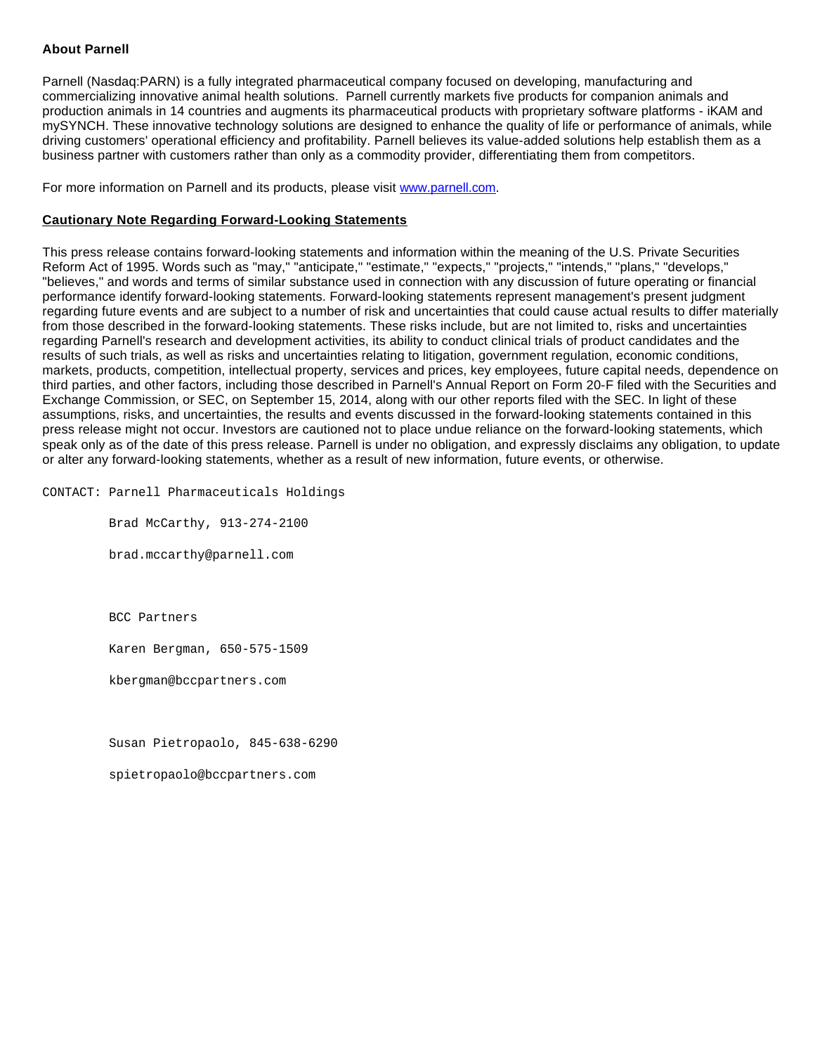**About Parnell**

Parnell (Nasdaq:PARN) is a fully integrated pharmaceutical company focused on developing, manufacturing and commercializing innovative animal health solutions.  Parnell currently markets five products for companion animals and production animals in 14 countries and augments its pharmaceutical products with proprietary software platforms - iKAM and mySYNCH. These innovative technology solutions are designed to enhance the quality of life or performance of animals, while driving customers' operational efficiency and profitability. Parnell believes its value-added solutions help establish them as a business partner with customers rather than only as a commodity provider, differentiating them from competitors.

For more information on Parnell and its products, please visit www.parnell.com.

**Cautionary Note Regarding Forward-Looking Statements**

This press release contains forward-looking statements and information within the meaning of the U.S. Private Securities Reform Act of 1995. Words such as "may," "anticipate," "estimate," "expects," "projects," "intends," "plans," "develops," "believes," and words and terms of similar substance used in connection with any discussion of future operating or financial performance identify forward-looking statements. Forward-looking statements represent management's present judgment regarding future events and are subject to a number of risk and uncertainties that could cause actual results to differ materially from those described in the forward-looking statements. These risks include, but are not limited to, risks and uncertainties regarding Parnell's research and development activities, its ability to conduct clinical trials of product candidates and the results of such trials, as well as risks and uncertainties relating to litigation, government regulation, economic conditions, markets, products, competition, intellectual property, services and prices, key employees, future capital needs, dependence on third parties, and other factors, including those described in Parnell's Annual Report on Form 20-F filed with the Securities and Exchange Commission, or SEC, on September 15, 2014, along with our other reports filed with the SEC. In light of these assumptions, risks, and uncertainties, the results and events discussed in the forward-looking statements contained in this press release might not occur. Investors are cautioned not to place undue reliance on the forward-looking statements, which speak only as of the date of this press release. Parnell is under no obligation, and expressly disclaims any obligation, to update or alter any forward-looking statements, whether as a result of new information, future events, or otherwise.

CONTACT: Parnell Pharmaceuticals Holdings

Brad McCarthy, 913-274-2100

brad.mccarthy@parnell.com

BCC Partners

Karen Bergman, 650-575-1509

kbergman@bccpartners.com

Susan Pietropaolo, 845-638-6290

spietropaolo@bccpartners.com